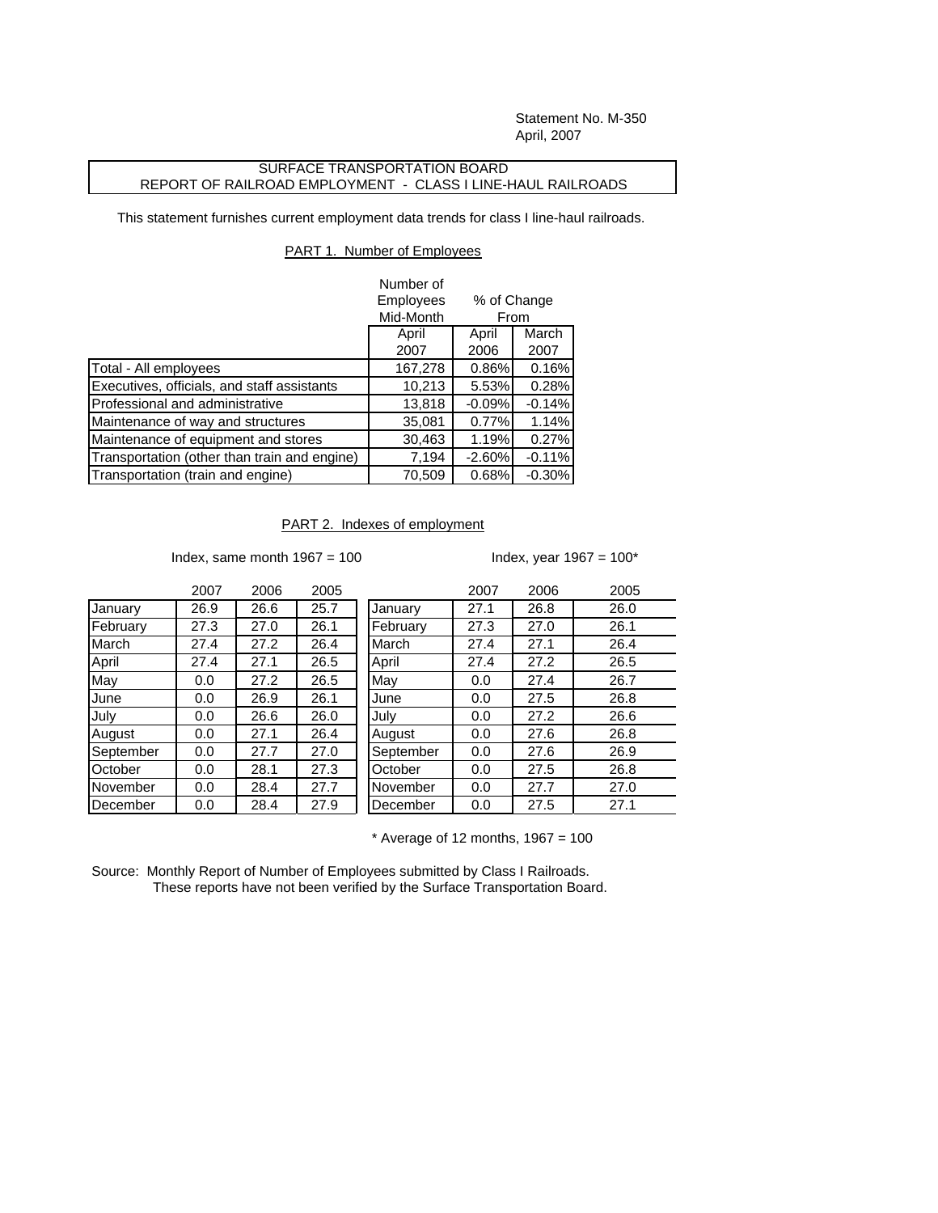Statement No. M-350
April, 2007

## SURFACE TRANSPORTATION BOARD
## REPORT OF RAILROAD EMPLOYMENT - CLASS I LINE-HAUL RAILROADS

This statement furnishes current employment data trends for class I line-haul railroads.

### PART 1. Number of Employees

| | Number of Employees Mid-Month | % of Change From | |
|---|---|---|---|
| | April 2007 | April 2006 | March 2007 |
| Total - All employees | 167,278 | 0.86% | 0.16% |
| Executives, officials, and staff assistants | 10,213 | 5.53% | 0.28% |
| Professional and administrative | 13,818 | -0.09% | -0.14% |
| Maintenance of way and structures | 35,081 | 0.77% | 1.14% |
| Maintenance of equipment and stores | 30,463 | 1.19% | 0.27% |
| Transportation (other than train and engine) | 7,194 | -2.60% | -0.11% |
| Transportation (train and engine) | 70,509 | 0.68% | -0.30% |

### PART 2. Indexes of employment

Index, same month 1967 = 100

| | 2007 | 2006 | 2005 |
|---|---|---|---|
| January | 26.9 | 26.6 | 25.7 |
| February | 27.3 | 27.0 | 26.1 |
| March | 27.4 | 27.2 | 26.4 |
| April | 27.4 | 27.1 | 26.5 |
| May | 0.0 | 27.2 | 26.5 |
| June | 0.0 | 26.9 | 26.1 |
| July | 0.0 | 26.6 | 26.0 |
| August | 0.0 | 27.1 | 26.4 |
| September | 0.0 | 27.7 | 27.0 |
| October | 0.0 | 28.1 | 27.3 |
| November | 0.0 | 28.4 | 27.7 |
| December | 0.0 | 28.4 | 27.9 |

Index, year 1967 = 100*

| | 2007 | 2006 | 2005 |
|---|---|---|---|
| January | 27.1 | 26.8 | 26.0 |
| February | 27.3 | 27.0 | 26.1 |
| March | 27.4 | 27.1 | 26.4 |
| April | 27.4 | 27.2 | 26.5 |
| May | 0.0 | 27.4 | 26.7 |
| June | 0.0 | 27.5 | 26.8 |
| July | 0.0 | 27.2 | 26.6 |
| August | 0.0 | 27.6 | 26.8 |
| September | 0.0 | 27.6 | 26.9 |
| October | 0.0 | 27.5 | 26.8 |
| November | 0.0 | 27.7 | 27.0 |
| December | 0.0 | 27.5 | 27.1 |

* Average of 12 months, 1967 = 100

Source: Monthly Report of Number of Employees submitted by Class I Railroads.
These reports have not been verified by the Surface Transportation Board.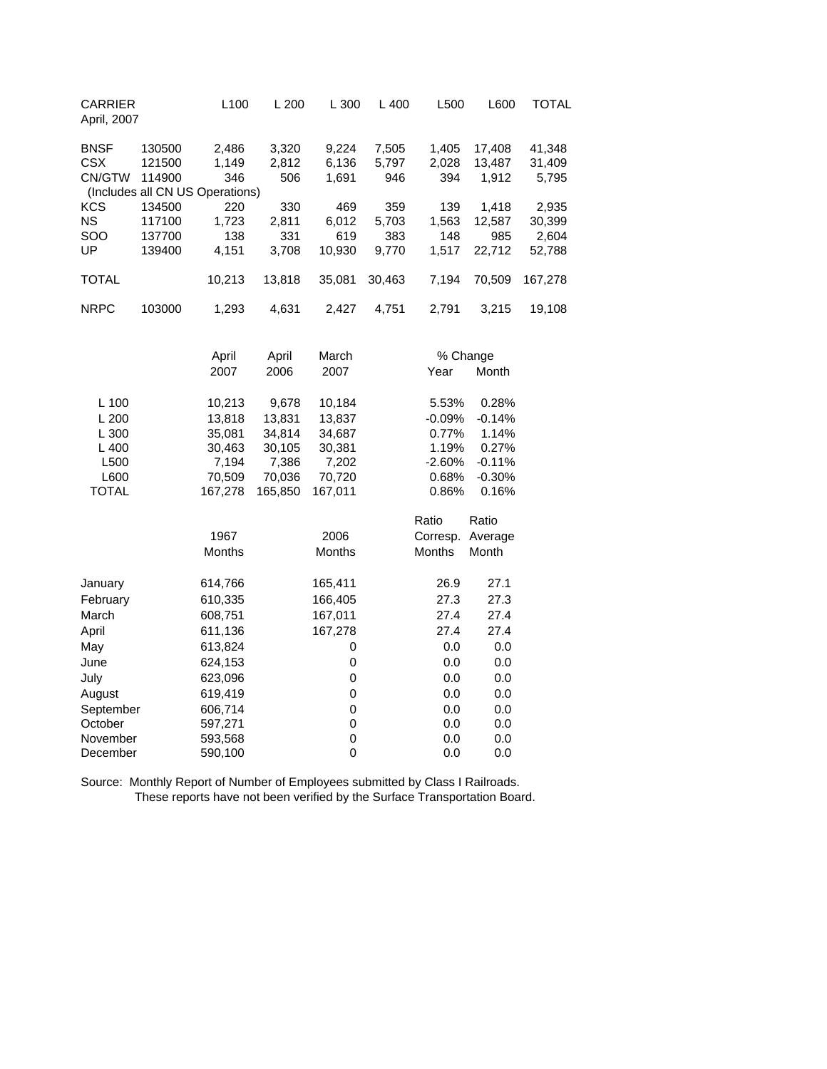| CARRIER April, 2007 | | L100 | L 200 | L 300 | L 400 | L500 | L600 | TOTAL |
|---|---|---|---|---|---|---|---|---|
| BNSF | 130500 | 2,486 | 3,320 | 9,224 | 7,505 | 1,405 | 17,408 | 41,348 |
| CSX | 121500 | 1,149 | 2,812 | 6,136 | 5,797 | 2,028 | 13,487 | 31,409 |
| CN/GTW | 114900 | 346 | 506 | 1,691 | 946 | 394 | 1,912 | 5,795 |
| (Includes all CN US Operations) | | | | | | | | |
| KCS | 134500 | 220 | 330 | 469 | 359 | 139 | 1,418 | 2,935 |
| NS | 117100 | 1,723 | 2,811 | 6,012 | 5,703 | 1,563 | 12,587 | 30,399 |
| SOO | 137700 | 138 | 331 | 619 | 383 | 148 | 985 | 2,604 |
| UP | 139400 | 4,151 | 3,708 | 10,930 | 9,770 | 1,517 | 22,712 | 52,788 |
| TOTAL | | 10,213 | 13,818 | 35,081 | 30,463 | 7,194 | 70,509 | 167,278 |
| NRPC | 103000 | 1,293 | 4,631 | 2,427 | 4,751 | 2,791 | 3,215 | 19,108 |

| | April 2007 | April 2006 | March 2007 | % Change Year | % Change Month |
|---|---|---|---|---|---|
| L 100 | 10,213 | 9,678 | 10,184 | 5.53% | 0.28% |
| L 200 | 13,818 | 13,831 | 13,837 | -0.09% | -0.14% |
| L 300 | 35,081 | 34,814 | 34,687 | 0.77% | 1.14% |
| L 400 | 30,463 | 30,105 | 30,381 | 1.19% | 0.27% |
| L500 | 7,194 | 7,386 | 7,202 | -2.60% | -0.11% |
| L600 | 70,509 | 70,036 | 70,720 | 0.68% | -0.30% |
| TOTAL | 167,278 | 165,850 | 167,011 | 0.86% | 0.16% |

| | 1967 Months | 2006 Months | Ratio Corresp. Months | Ratio Average Month |
|---|---|---|---|---|
| January | 614,766 | 165,411 | 26.9 | 27.1 |
| February | 610,335 | 166,405 | 27.3 | 27.3 |
| March | 608,751 | 167,011 | 27.4 | 27.4 |
| April | 611,136 | 167,278 | 27.4 | 27.4 |
| May | 613,824 | 0 | 0.0 | 0.0 |
| June | 624,153 | 0 | 0.0 | 0.0 |
| July | 623,096 | 0 | 0.0 | 0.0 |
| August | 619,419 | 0 | 0.0 | 0.0 |
| September | 606,714 | 0 | 0.0 | 0.0 |
| October | 597,271 | 0 | 0.0 | 0.0 |
| November | 593,568 | 0 | 0.0 | 0.0 |
| December | 590,100 | 0 | 0.0 | 0.0 |

Source: Monthly Report of Number of Employees submitted by Class I Railroads.
These reports have not been verified by the Surface Transportation Board.